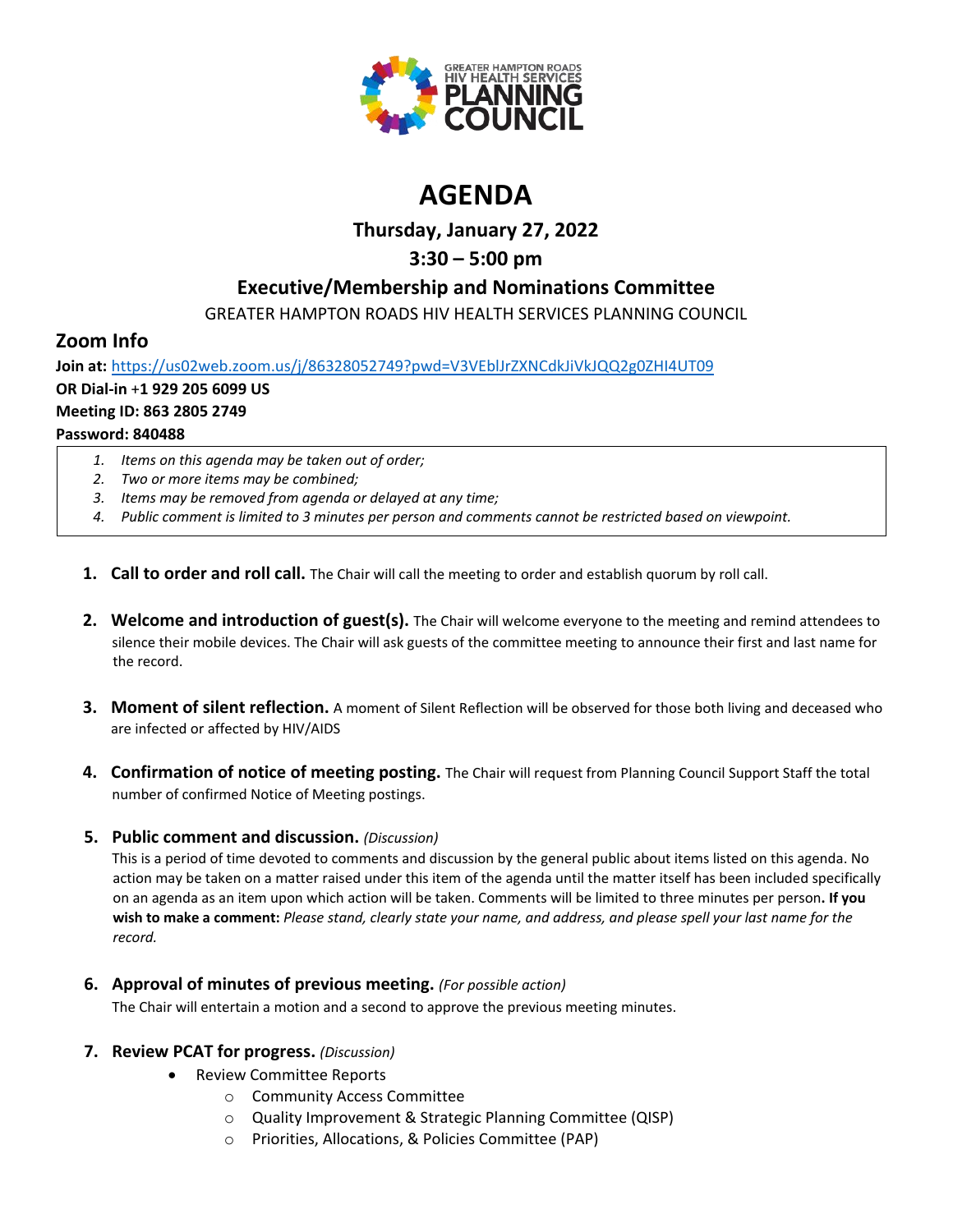# AGENDA

**Thursday, January 27, 2022**

**3:30 – 5:00 pm**

## Executive/Membership and Nominations Committee

GREATER HAMPTON ROADS HIV HEALTH SERVICES PLANNING COUNCIL

## Zoom Info

**Join at:** https://us02web.zoom.us/j/86328052749?pwd=V3VEblJrZXNCdkJiVkJQQ2g0ZHI4UT09
**OR Dial-in +1 929 205 6099 US**
**Meeting ID: 863 2805 2749**
**Password: 840488**

1. *Items on this agenda may be taken out of order;*
2. *Two or more items may be combined;*
3. *Items may be removed from agenda or delayed at any time;*
4. *Public comment is limited to 3 minutes per person and comments cannot be restricted based on viewpoint.*

1. **Call to order and roll call.** The Chair will call the meeting to order and establish quorum by roll call.

2. **Welcome and introduction of guest(s).** The Chair will welcome everyone to the meeting and remind attendees to silence their mobile devices. The Chair will ask guests of the committee meeting to announce their first and last name for the record.

3. **Moment of silent reflection.** A moment of Silent Reflection will be observed for those both living and deceased who are infected or affected by HIV/AIDS

4. **Confirmation of notice of meeting posting.** The Chair will request from Planning Council Support Staff the total number of confirmed Notice of Meeting postings.

5. **Public comment and discussion.** *(Discussion)*
   This is a period of time devoted to comments and discussion by the general public about items listed on this agenda. No action may be taken on a matter raised under this item of the agenda until the matter itself has been included specifically on an agenda as an item upon which action will be taken. Comments will be limited to three minutes per person**. If you wish to make a comment:** *Please stand, clearly state your name, and address, and please spell your last name for the record.*

6. **Approval of minutes of previous meeting.** *(For possible action)*
   The Chair will entertain a motion and a second to approve the previous meeting minutes.

7. **Review PCAT for progress.** *(Discussion)*
   - Review Committee Reports
     - Community Access Committee
     - Quality Improvement & Strategic Planning Committee (QISP)
     - Priorities, Allocations, & Policies Committee (PAP)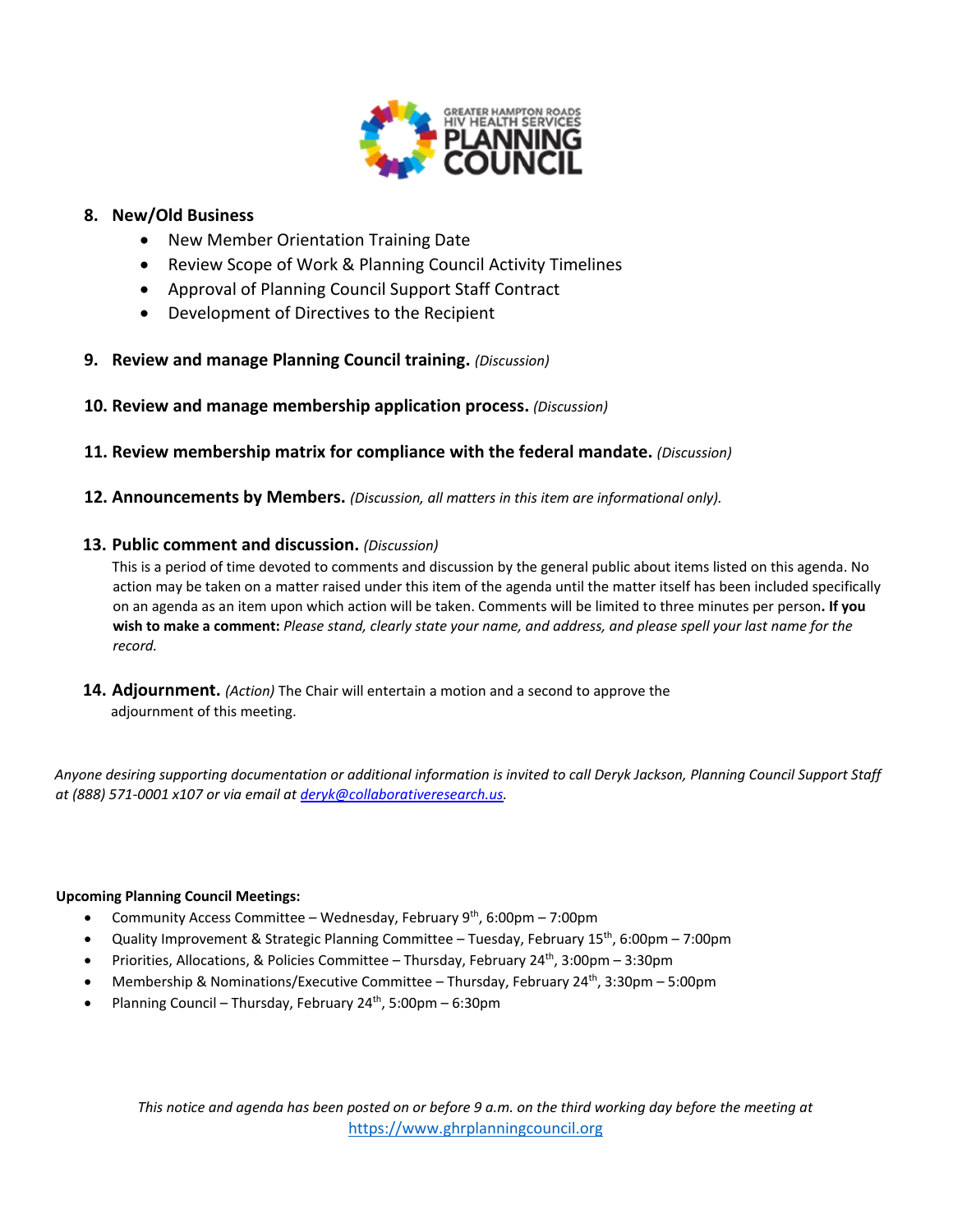8. **New/Old Business**
   - New Member Orientation Training Date
   - Review Scope of Work & Planning Council Activity Timelines
   - Approval of Planning Council Support Staff Contract
   - Development of Directives to the Recipient

9. **Review and manage Planning Council training.** *(Discussion)*

10. **Review and manage membership application process.** *(Discussion)*

11. **Review membership matrix for compliance with the federal mandate.** *(Discussion)*

12. **Announcements by Members.** *(Discussion, all matters in this item are informational only).*

13. **Public comment and discussion.** *(Discussion)*
    This is a period of time devoted to comments and discussion by the general public about items listed on this agenda. No action may be taken on a matter raised under this item of the agenda until the matter itself has been included specifically on an agenda as an item upon which action will be taken. Comments will be limited to three minutes per person**. If you wish to make a comment:** *Please stand, clearly state your name, and address, and please spell your last name for the record.*

14. **Adjournment.** *(Action)* The Chair will entertain a motion and a second to approve the adjournment of this meeting.

*Anyone desiring supporting documentation or additional information is invited to call Deryk Jackson, Planning Council Support Staff at (888) 571-0001 x107 or via email at deryk@collaborativeresearch.us.*

**Upcoming Planning Council Meetings:**

- Community Access Committee – Wednesday, February 9th, 6:00pm – 7:00pm
- Quality Improvement & Strategic Planning Committee – Tuesday, February 15th, 6:00pm – 7:00pm
- Priorities, Allocations, & Policies Committee – Thursday, February 24th, 3:00pm – 3:30pm
- Membership & Nominations/Executive Committee – Thursday, February 24th, 3:30pm – 5:00pm
- Planning Council – Thursday, February 24th, 5:00pm – 6:30pm

*This notice and agenda has been posted on or before 9 a.m. on the third working day before the meeting at* https://www.ghrplanningcouncil.org